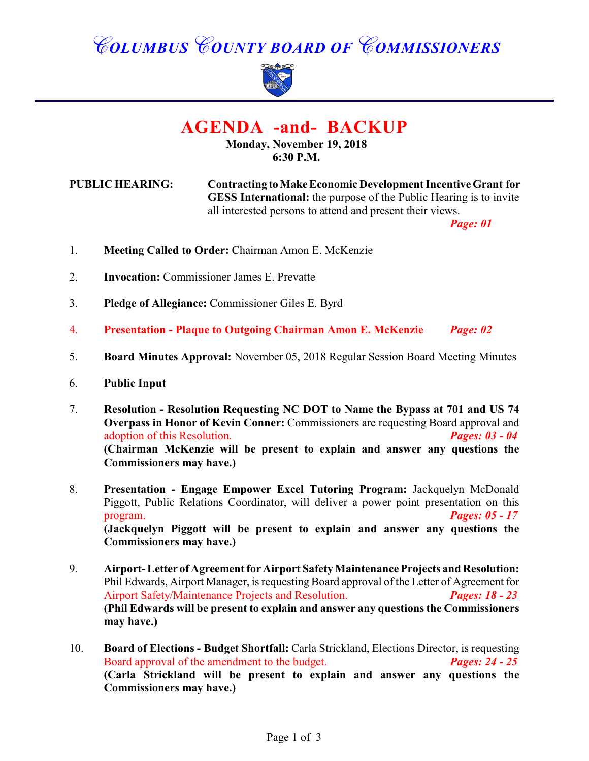# COLUMBUS COUNTY BOARD OF COMMISSIONERS

## AGENDA -and- BACKUP

**Monday, November 19, 2018**
**6:30 P.M.**

**PUBLIC HEARING:** **Contracting to Make Economic Development Incentive Grant for GESS International:** the purpose of the Public Hearing is to invite all interested persons to attend and present their views.
***Page: 01***

1. **Meeting Called to Order:** Chairman Amon E. McKenzie

2. **Invocation:** Commissioner James E. Prevatte

3. **Pledge of Allegiance:** Commissioner Giles E. Byrd

4. **Presentation - Plaque to Outgoing Chairman Amon E. McKenzie** ***Page: 02***

5. **Board Minutes Approval:** November 05, 2018 Regular Session Board Meeting Minutes

6. **Public Input**

7. **Resolution - Resolution Requesting NC DOT to Name the Bypass at 701 and US 74 Overpass in Honor of Kevin Conner:** Commissioners are requesting Board approval and adoption of this Resolution. ***Pages: 03 - 04***
   **(Chairman McKenzie will be present to explain and answer any questions the Commissioners may have.)**

8. **Presentation - Engage Empower Excel Tutoring Program:** Jackquelyn McDonald Piggott, Public Relations Coordinator, will deliver a power point presentation on this program. ***Pages: 05 - 17***
   **(Jackquelyn Piggott will be present to explain and answer any questions the Commissioners may have.)**

9. **Airport- Letter of Agreement for Airport Safety Maintenance Projects and Resolution:** Phil Edwards, Airport Manager, is requesting Board approval of the Letter of Agreement for Airport Safety/Maintenance Projects and Resolution. ***Pages: 18 - 23***
   **(Phil Edwards will be present to explain and answer any questions the Commissioners may have.)**

10. **Board of Elections - Budget Shortfall:** Carla Strickland, Elections Director, is requesting Board approval of the amendment to the budget. ***Pages: 24 - 25***
    **(Carla Strickland will be present to explain and answer any questions the Commissioners may have.)**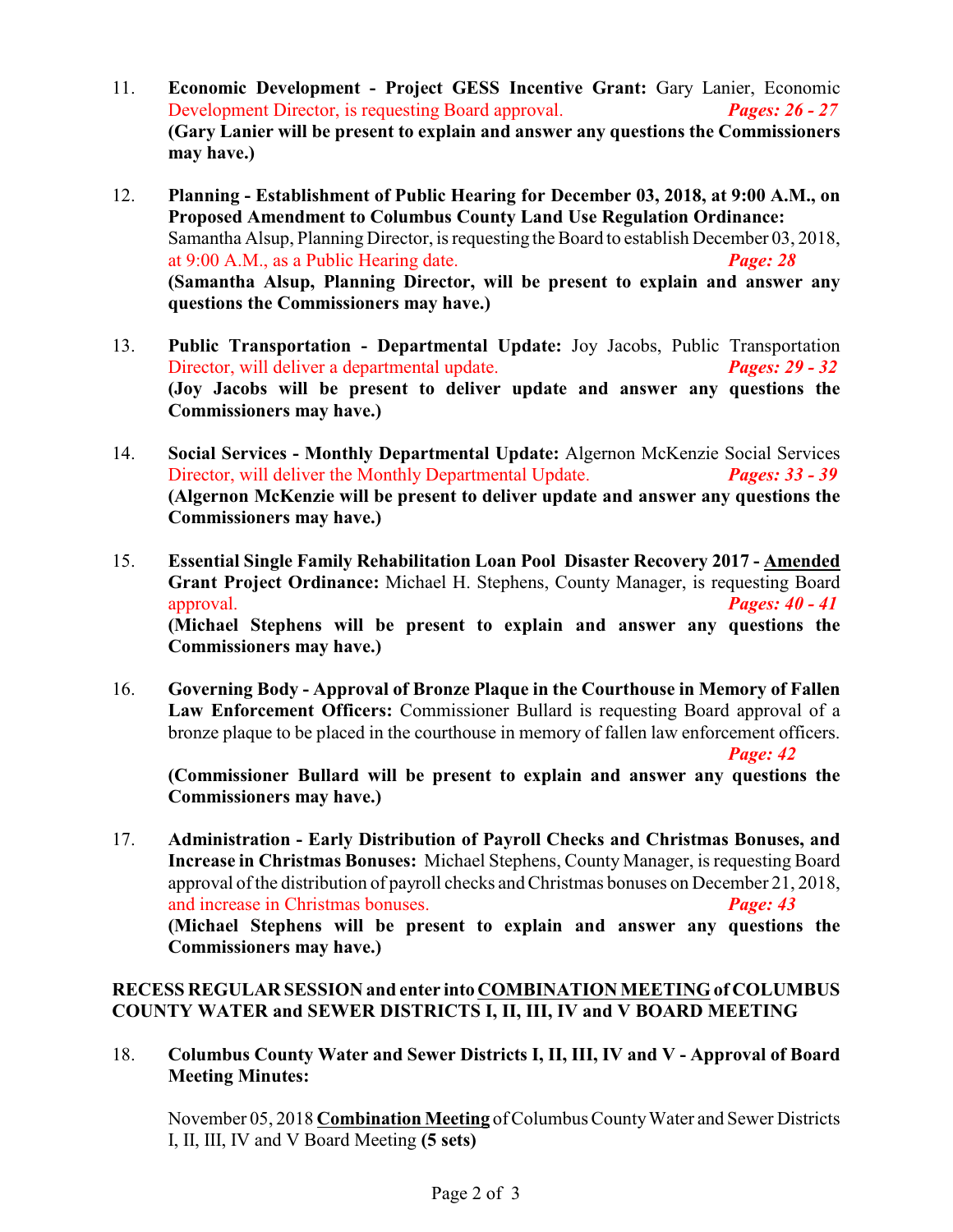11. **Economic Development - Project GESS Incentive Grant:** Gary Lanier, Economic Development Director, is requesting Board approval. ***Pages: 26 - 27***
**(Gary Lanier will be present to explain and answer any questions the Commissioners may have.)**

12. **Planning - Establishment of Public Hearing for December 03, 2018, at 9:00 A.M., on Proposed Amendment to Columbus County Land Use Regulation Ordinance:** Samantha Alsup, Planning Director, is requesting the Board to establish December 03, 2018, at 9:00 A.M., as a Public Hearing date. ***Page: 28***
**(Samantha Alsup, Planning Director, will be present to explain and answer any questions the Commissioners may have.)**

13. **Public Transportation - Departmental Update:** Joy Jacobs, Public Transportation Director, will deliver a departmental update. ***Pages: 29 - 32***
**(Joy Jacobs will be present to deliver update and answer any questions the Commissioners may have.)**

14. **Social Services - Monthly Departmental Update:** Algernon McKenzie Social Services Director, will deliver the Monthly Departmental Update. ***Pages: 33 - 39***
**(Algernon McKenzie will be present to deliver update and answer any questions the Commissioners may have.)**

15. **Essential Single Family Rehabilitation Loan Pool Disaster Recovery 2017 - <u>Amended</u> Grant Project Ordinance:** Michael H. Stephens, County Manager, is requesting Board approval. ***Pages: 40 - 41***
**(Michael Stephens will be present to explain and answer any questions the Commissioners may have.)**

16. **Governing Body - Approval of Bronze Plaque in the Courthouse in Memory of Fallen Law Enforcement Officers:** Commissioner Bullard is requesting Board approval of a bronze plaque to be placed in the courthouse in memory of fallen law enforcement officers. ***Page: 42***
**(Commissioner Bullard will be present to explain and answer any questions the Commissioners may have.)**

17. **Administration - Early Distribution of Payroll Checks and Christmas Bonuses, and Increase in Christmas Bonuses:** Michael Stephens, County Manager, is requesting Board approval of the distribution of payroll checks and Christmas bonuses on December 21, 2018, and increase in Christmas bonuses. ***Page: 43***
**(Michael Stephens will be present to explain and answer any questions the Commissioners may have.)**

**RECESS REGULAR SESSION and enter into <u>COMBINATION MEETING</u> of COLUMBUS COUNTY WATER and SEWER DISTRICTS I, II, III, IV and V BOARD MEETING**

18. **Columbus County Water and Sewer Districts I, II, III, IV and V - Approval of Board Meeting Minutes:**

    November 05, 2018 **<u>Combination Meeting</u>** of Columbus County Water and Sewer Districts I, II, III, IV and V Board Meeting **(5 sets)**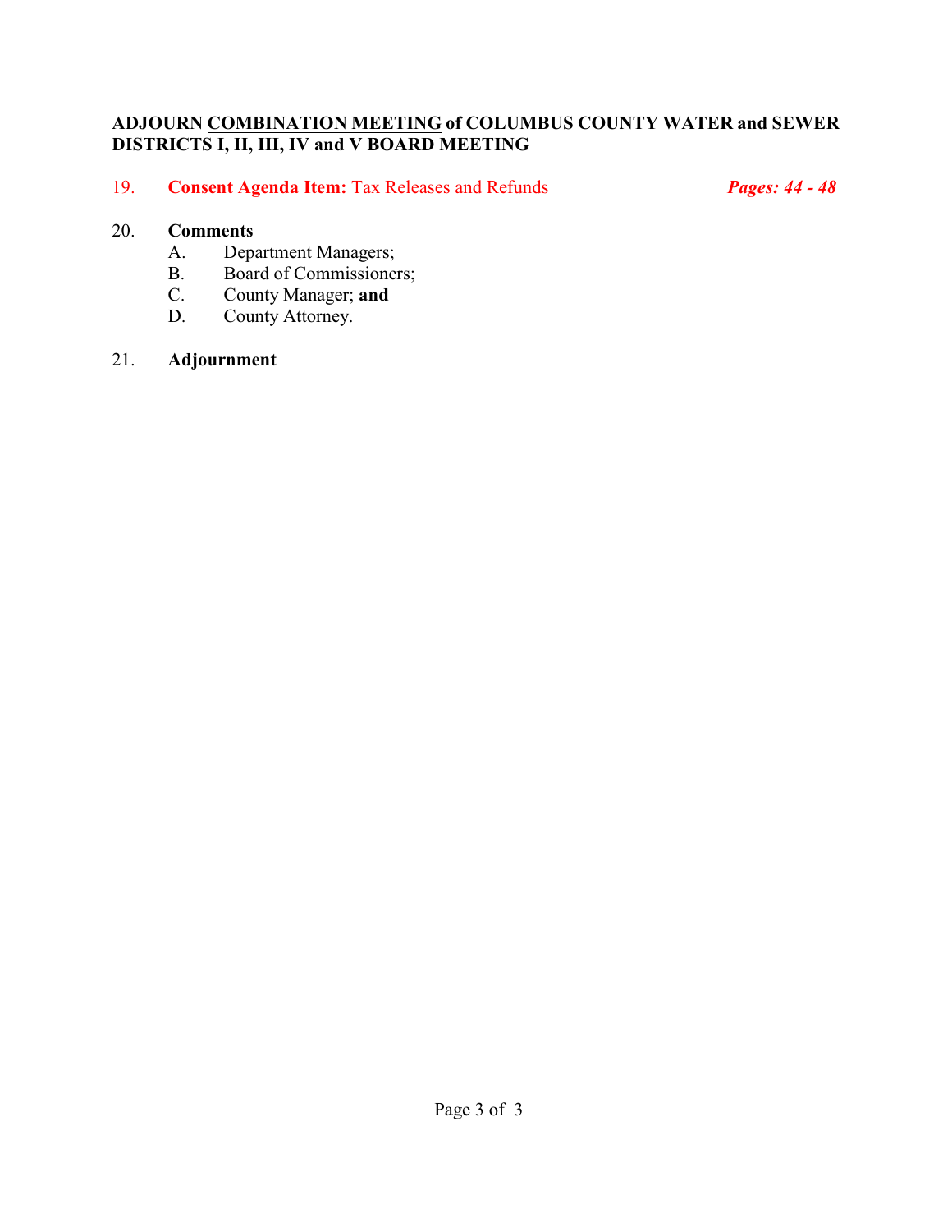**ADJOURN <u>COMBINATION MEETING</u> of COLUMBUS COUNTY WATER and SEWER DISTRICTS I, II, III, IV and V BOARD MEETING**

19. **Consent Agenda Item:** Tax Releases and Refunds — ***Pages: 44 - 48***

20. **Comments**
    - A. Department Managers;
    - B. Board of Commissioners;
    - C. County Manager; **and**
    - D. County Attorney.

21. **Adjournment**